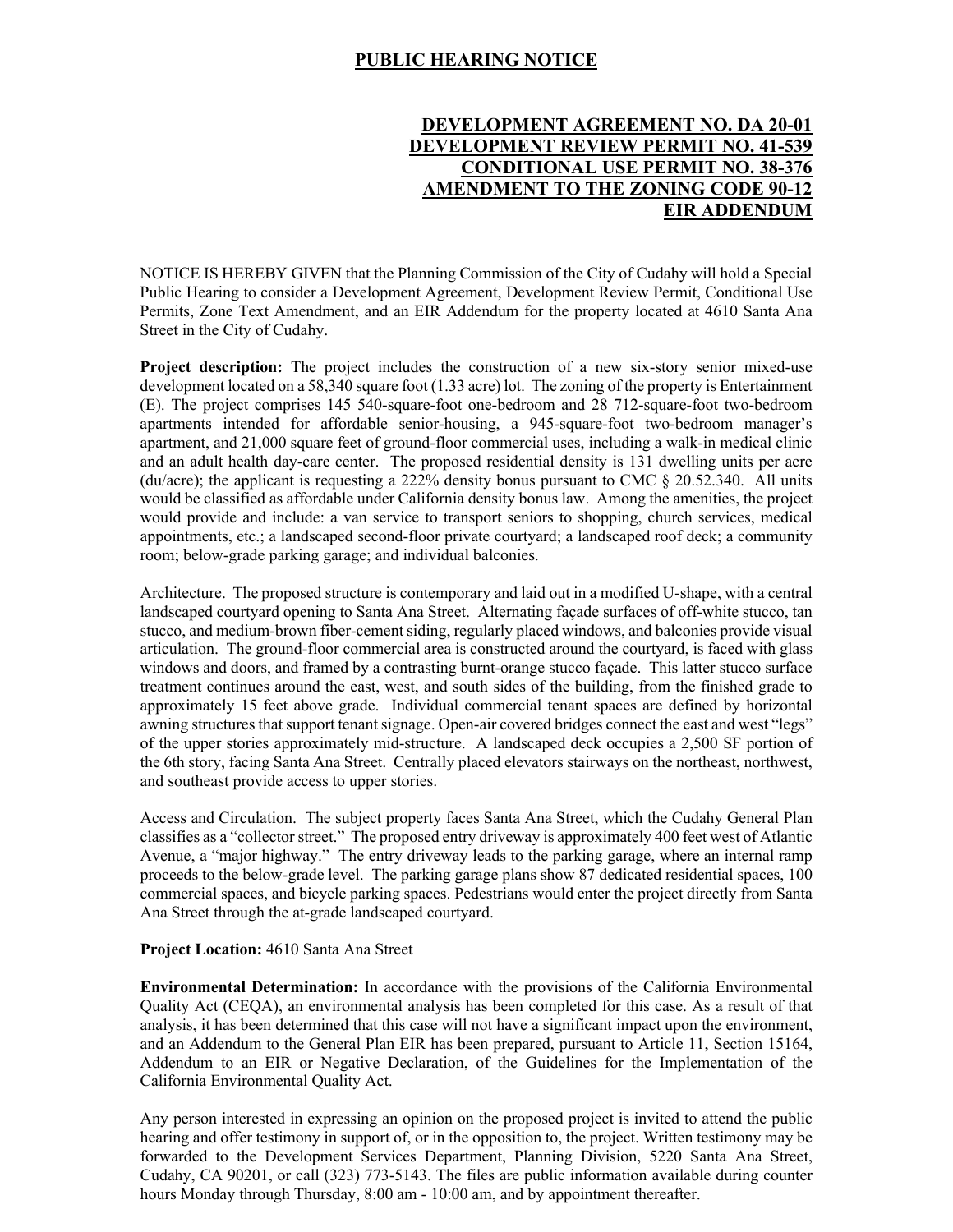# PUBLIC HEARING NOTICE

## DEVELOPMENT AGREEMENT NO. DA 20-01
## DEVELOPMENT REVIEW PERMIT NO. 41-539
## CONDITIONAL USE PERMIT NO. 38-376
## AMENDMENT TO THE ZONING CODE 90-12
## EIR ADDENDUM

NOTICE IS HEREBY GIVEN that the Planning Commission of the City of Cudahy will hold a Special Public Hearing to consider a Development Agreement, Development Review Permit, Conditional Use Permits, Zone Text Amendment, and an EIR Addendum for the property located at 4610 Santa Ana Street in the City of Cudahy.

**Project description:** The project includes the construction of a new six-story senior mixed-use development located on a 58,340 square foot (1.33 acre) lot. The zoning of the property is Entertainment (E). The project comprises 145 540-square-foot one-bedroom and 28 712-square-foot two-bedroom apartments intended for affordable senior-housing, a 945-square-foot two-bedroom manager's apartment, and 21,000 square feet of ground-floor commercial uses, including a walk-in medical clinic and an adult health day-care center. The proposed residential density is 131 dwelling units per acre (du/acre); the applicant is requesting a 222% density bonus pursuant to CMC § 20.52.340. All units would be classified as affordable under California density bonus law. Among the amenities, the project would provide and include: a van service to transport seniors to shopping, church services, medical appointments, etc.; a landscaped second-floor private courtyard; a landscaped roof deck; a community room; below-grade parking garage; and individual balconies.

Architecture. The proposed structure is contemporary and laid out in a modified U-shape, with a central landscaped courtyard opening to Santa Ana Street. Alternating façade surfaces of off-white stucco, tan stucco, and medium-brown fiber-cement siding, regularly placed windows, and balconies provide visual articulation. The ground-floor commercial area is constructed around the courtyard, is faced with glass windows and doors, and framed by a contrasting burnt-orange stucco façade. This latter stucco surface treatment continues around the east, west, and south sides of the building, from the finished grade to approximately 15 feet above grade. Individual commercial tenant spaces are defined by horizontal awning structures that support tenant signage. Open-air covered bridges connect the east and west "legs" of the upper stories approximately mid-structure. A landscaped deck occupies a 2,500 SF portion of the 6th story, facing Santa Ana Street. Centrally placed elevators stairways on the northeast, northwest, and southeast provide access to upper stories.

Access and Circulation. The subject property faces Santa Ana Street, which the Cudahy General Plan classifies as a "collector street." The proposed entry driveway is approximately 400 feet west of Atlantic Avenue, a "major highway." The entry driveway leads to the parking garage, where an internal ramp proceeds to the below-grade level. The parking garage plans show 87 dedicated residential spaces, 100 commercial spaces, and bicycle parking spaces. Pedestrians would enter the project directly from Santa Ana Street through the at-grade landscaped courtyard.

**Project Location:** 4610 Santa Ana Street

**Environmental Determination:** In accordance with the provisions of the California Environmental Quality Act (CEQA), an environmental analysis has been completed for this case. As a result of that analysis, it has been determined that this case will not have a significant impact upon the environment, and an Addendum to the General Plan EIR has been prepared, pursuant to Article 11, Section 15164, Addendum to an EIR or Negative Declaration, of the Guidelines for the Implementation of the California Environmental Quality Act.

Any person interested in expressing an opinion on the proposed project is invited to attend the public hearing and offer testimony in support of, or in the opposition to, the project. Written testimony may be forwarded to the Development Services Department, Planning Division, 5220 Santa Ana Street, Cudahy, CA 90201, or call (323) 773-5143. The files are public information available during counter hours Monday through Thursday, 8:00 am - 10:00 am, and by appointment thereafter.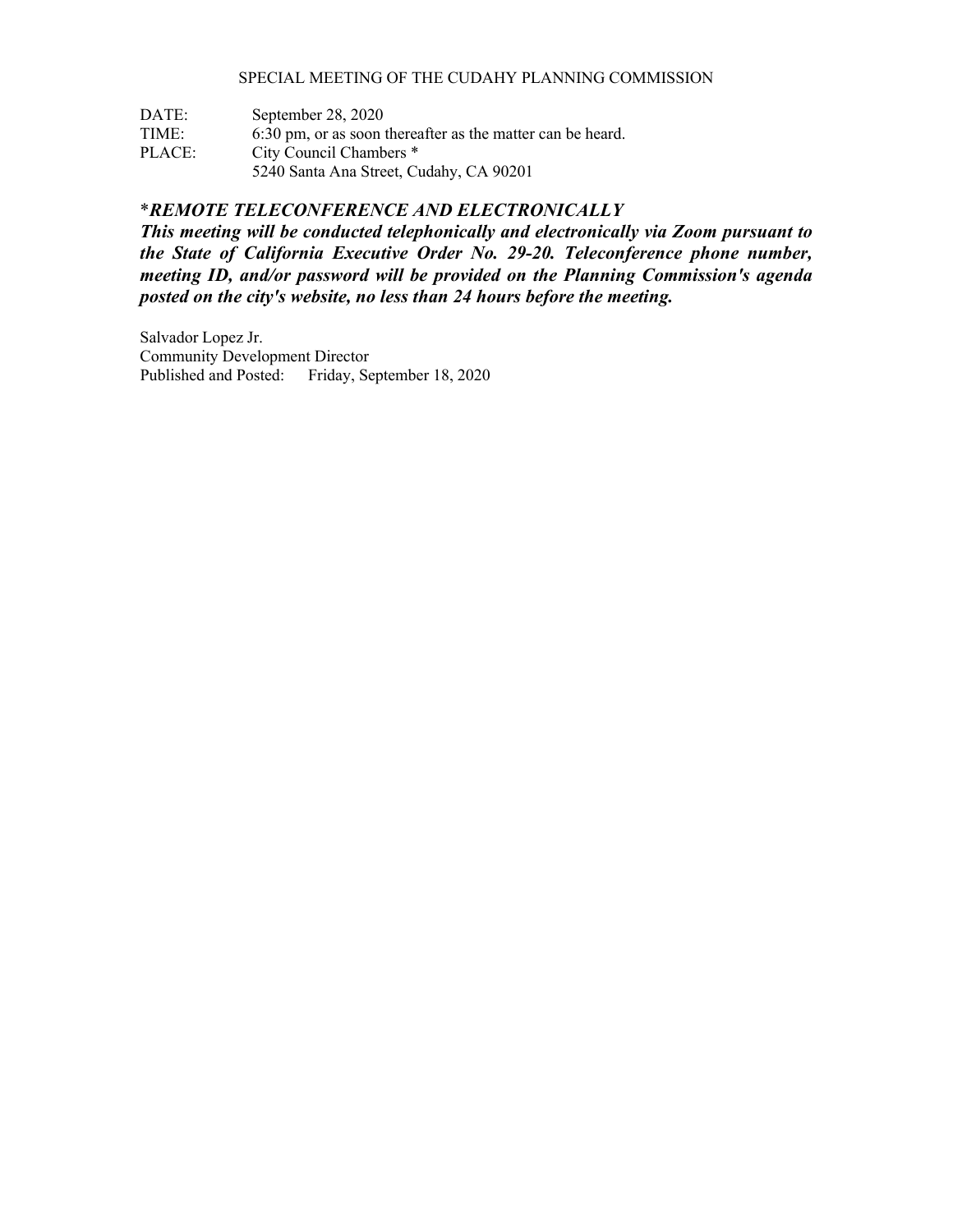SPECIAL MEETING OF THE CUDAHY PLANNING COMMISSION

DATE: September 28, 2020
TIME: 6:30 pm, or as soon thereafter as the matter can be heard.
PLACE: City Council Chambers *
5240 Santa Ana Street, Cudahy, CA 90201

***REMOTE TELECONFERENCE AND ELECTRONICALLY**

***This meeting will be conducted telephonically and electronically via Zoom pursuant to the State of California Executive Order No. 29-20. Teleconference phone number, meeting ID, and/or password will be provided on the Planning Commission's agenda posted on the city's website, no less than 24 hours before the meeting.***

Salvador Lopez Jr.
Community Development Director
Published and Posted: Friday, September 18, 2020